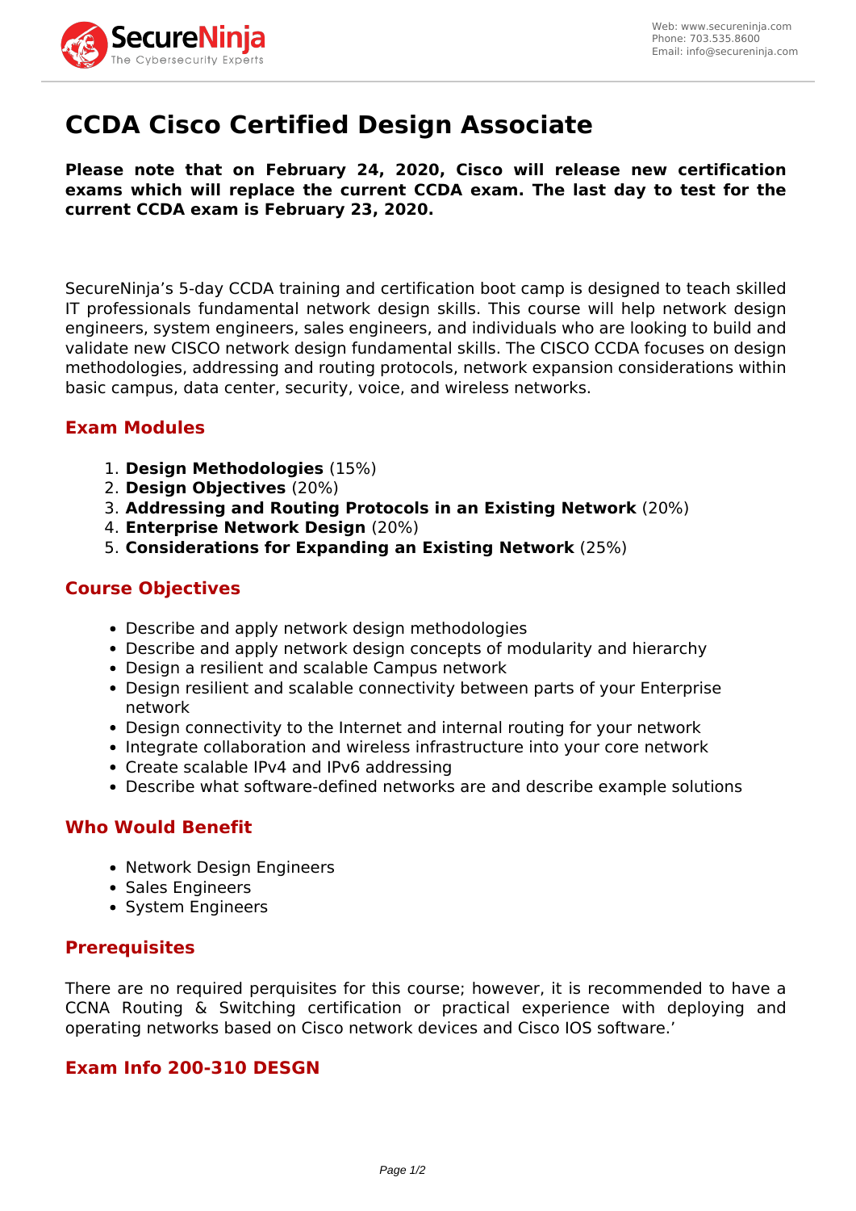# CCDA Cisco Certified Design Associate

**Please note that on February 24, 2020, Cisco will release new certification exams which will replace the current CCDA exam. The last day to test for the current CCDA exam is February 23, 2020.**

SecureNinja's 5-day CCDA training and certification boot camp is designed to teach skilled IT professionals fundamental network design skills. This course will help network design engineers, system engineers, sales engineers, and individuals who are looking to build and validate new CISCO network design fundamental skills. The CISCO CCDA focuses on design methodologies, addressing and routing protocols, network expansion considerations within basic campus, data center, security, voice, and wireless networks.

## Exam Modules

1. **Design Methodologies** (15%)
2. **Design Objectives** (20%)
3. **Addressing and Routing Protocols in an Existing Network** (20%)
4. **Enterprise Network Design** (20%)
5. **Considerations for Expanding an Existing Network** (25%)

## Course Objectives

- Describe and apply network design methodologies
- Describe and apply network design concepts of modularity and hierarchy
- Design a resilient and scalable Campus network
- Design resilient and scalable connectivity between parts of your Enterprise network
- Design connectivity to the Internet and internal routing for your network
- Integrate collaboration and wireless infrastructure into your core network
- Create scalable IPv4 and IPv6 addressing
- Describe what software-defined networks are and describe example solutions

## Who Would Benefit

- Network Design Engineers
- Sales Engineers
- System Engineers

## Prerequisites

There are no required perquisites for this course; however, it is recommended to have a CCNA Routing & Switching certification or practical experience with deploying and operating networks based on Cisco network devices and Cisco IOS software.'

## Exam Info 200-310 DESGN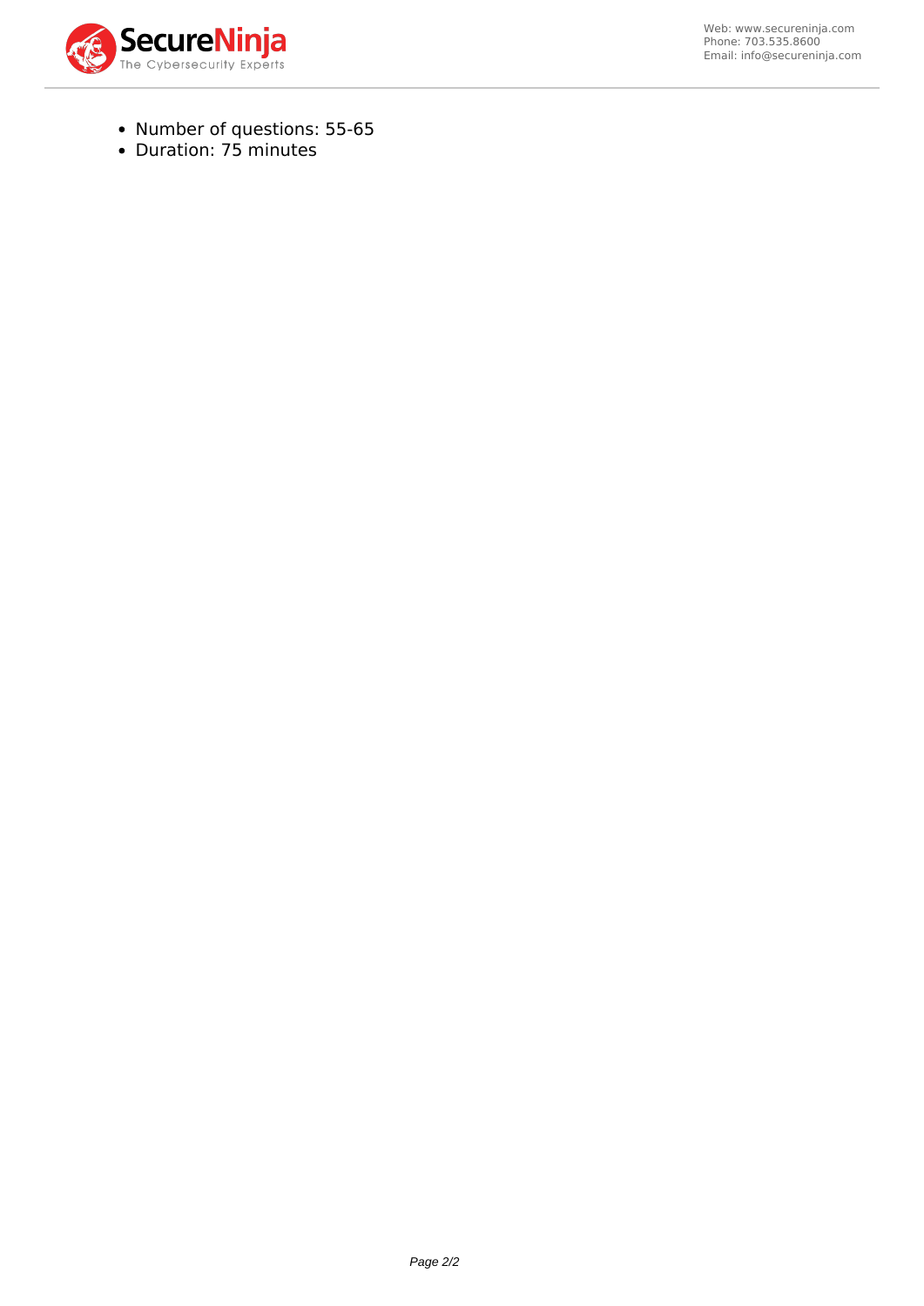- Number of questions: 55-65
- Duration: 75 minutes